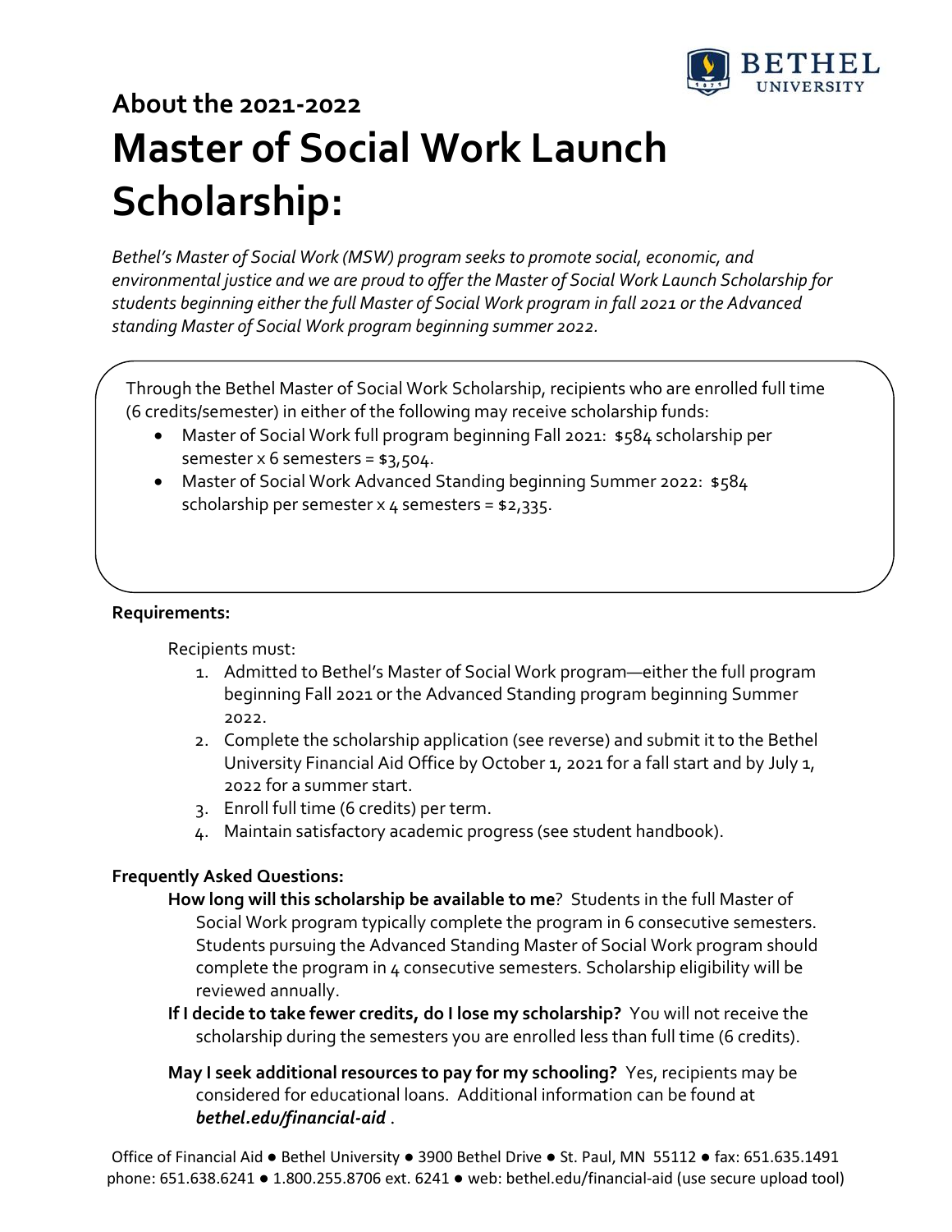## About the 2021-2022

# Master of Social Work Launch Scholarship:

*Bethel's Master of Social Work (MSW) program seeks to promote social, economic, and environmental justice and we are proud to offer the Master of Social Work Launch Scholarship for students beginning either the full Master of Social Work program in fall 2021 or the Advanced standing Master of Social Work program beginning summer 2022.*

Through the Bethel Master of Social Work Scholarship, recipients who are enrolled full time (6 credits/semester) in either of the following may receive scholarship funds:

- Master of Social Work full program beginning Fall 2021: $584 scholarship per semester x 6 semesters = $3,504.
- Master of Social Work Advanced Standing beginning Summer 2022: $584 scholarship per semester x 4 semesters = $2,335.

**Requirements:**

Recipients must:

1. Admitted to Bethel's Master of Social Work program—either the full program beginning Fall 2021 or the Advanced Standing program beginning Summer 2022.
2. Complete the scholarship application (see reverse) and submit it to the Bethel University Financial Aid Office by October 1, 2021 for a fall start and by July 1, 2022 for a summer start.
3. Enroll full time (6 credits) per term.
4. Maintain satisfactory academic progress (see student handbook).

**Frequently Asked Questions:**

**How long will this scholarship be available to me**? Students in the full Master of Social Work program typically complete the program in 6 consecutive semesters. Students pursuing the Advanced Standing Master of Social Work program should complete the program in 4 consecutive semesters. Scholarship eligibility will be reviewed annually.

**If I decide to take fewer credits, do I lose my scholarship?** You will not receive the scholarship during the semesters you are enrolled less than full time (6 credits).

**May I seek additional resources to pay for my schooling?** Yes, recipients may be considered for educational loans. Additional information can be found at ***bethel.edu/financial-aid*** .

Office of Financial Aid ● Bethel University ● 3900 Bethel Drive ● St. Paul, MN 55112 ● fax: 651.635.1491
phone: 651.638.6241 ● 1.800.255.8706 ext. 6241 ● web: bethel.edu/financial-aid (use secure upload tool)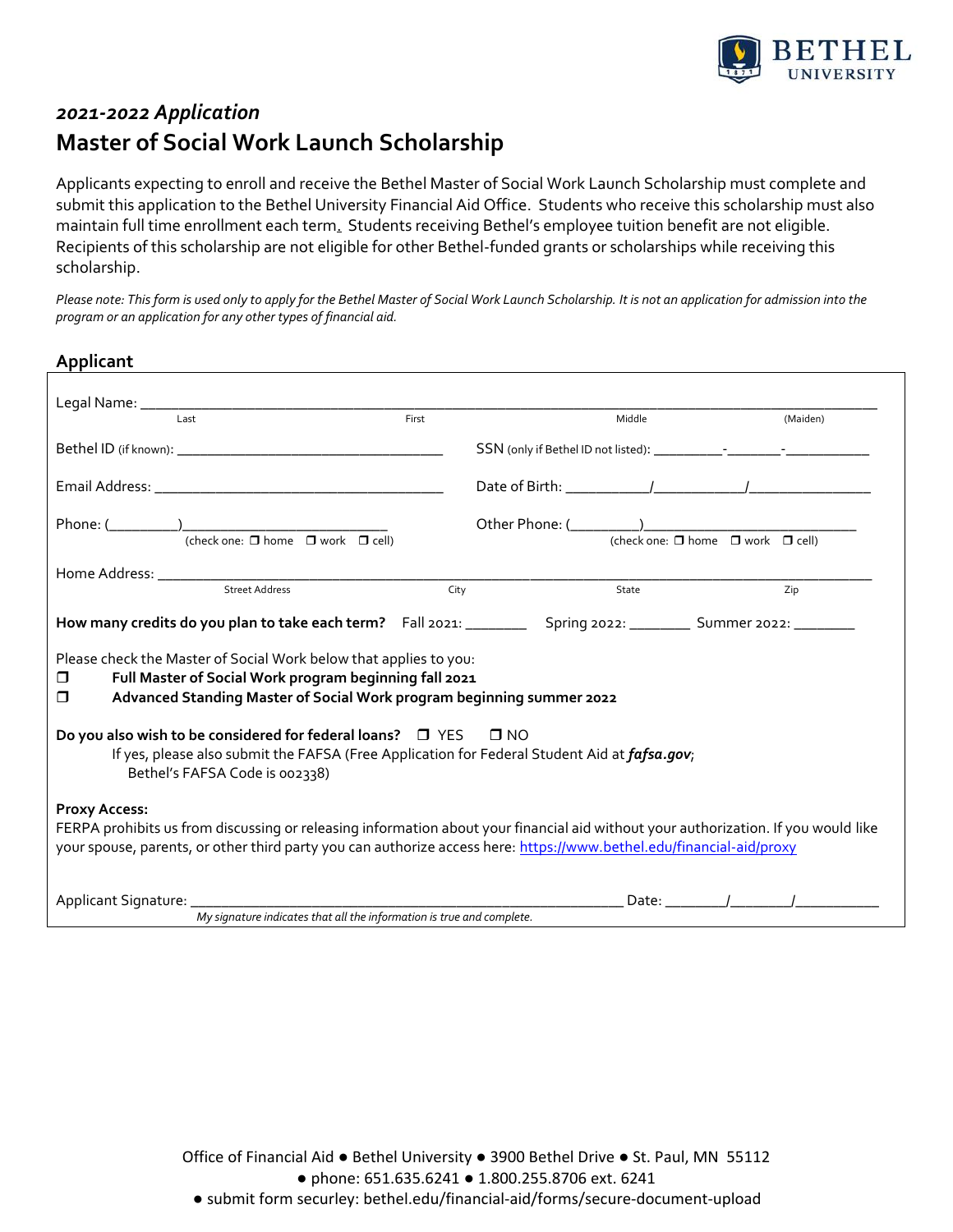*2021-2022 Application*

# Master of Social Work Launch Scholarship

Applicants expecting to enroll and receive the Bethel Master of Social Work Launch Scholarship must complete and submit this application to the Bethel University Financial Aid Office. Students who receive this scholarship must also maintain full time enrollment each term. Students receiving Bethel's employee tuition benefit are not eligible. Recipients of this scholarship are not eligible for other Bethel-funded grants or scholarships while receiving this scholarship.

*Please note: This form is used only to apply for the Bethel Master of Social Work Launch Scholarship. It is not an application for admission into the program or an application for any other types of financial aid.*

## Applicant

Legal Name: ______________________________________________________________________
Last First Middle (Maiden)

Bethel ID (if known): ______________________________ SSN (only if Bethel ID not listed): _________-_______-__________

Email Address: ________________________________ Date of Birth: __________/___________/______________

Phone: (_________)__________________________ (check one: ❒ home ❒ work ❒ cell)

Other Phone: (_________)__________________________ (check one: ❒ home ❒ work ❒ cell)

Home Address: ______________________________________________________________________
Street Address City State Zip

**How many credits do you plan to take each term?** Fall 2021: ________ Spring 2022: ________ Summer 2022: ________

Please check the Master of Social Work below that applies to you:

❒ **Full Master of Social Work program beginning fall 2021**

❒ **Advanced Standing Master of Social Work program beginning summer 2022**

**Do you also wish to be considered for federal loans?** ❒ YES ❒ NO

If yes, please also submit the FAFSA (Free Application for Federal Student Aid at ***fafsa.gov***; Bethel's FAFSA Code is 002338)

**Proxy Access:**
FERPA prohibits us from discussing or releasing information about your financial aid without your authorization. If you would like your spouse, parents, or other third party you can authorize access here: https://www.bethel.edu/financial-aid/proxy

Applicant Signature: ______________________________________________ Date: ________/________/___________
*My signature indicates that all the information is true and complete.*

Office of Financial Aid ● Bethel University ● 3900 Bethel Drive ● St. Paul, MN 55112
● phone: 651.635.6241 ● 1.800.255.8706 ext. 6241
● submit form securley: bethel.edu/financial-aid/forms/secure-document-upload